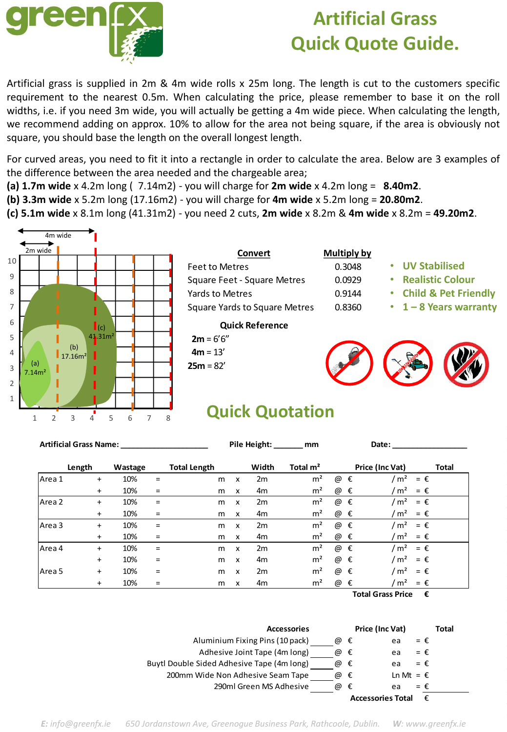# Artificial Grass Quick Quote Guide.

Artificial grass is supplied in 2m & 4m wide rolls x 25m long. The length is cut to the customers specific requirement to the nearest 0.5m. When calculating the price, please remember to base it on the roll widths, i.e. if you need 3m wide, you will actually be getting a 4m wide piece. When calculating the length, we recommend adding on approx. 10% to allow for the area not being square, if the area is obviously not square, you should base the length on the overall longest length.

For curved areas, you need to fit it into a rectangle in order to calculate the area. Below are 3 examples of the difference between the area needed and the chargeable area;

**(a) 1.7m wide** x 4.2m long ( 7.14m2) - you will charge for **2m wide** x 4.2m long = **8.40m2**.

**(b) 3.3m wide** x 5.2m long (17.16m2) - you will charge for **4m wide** x 5.2m long = **20.80m2**.

**(c) 5.1m wide** x 8.1m long (41.31m2) - you need 2 cuts, **2m wide** x 8.2m & **4m wide** x 8.2m = **49.20m2**.

| Convert | Multiply by |
|---|---|
| Feet to Metres | 0.3048 |
| Square Feet - Square Metres | 0.0929 |
| Yards to Metres | 0.9144 |
| Square Yards to Square Metres | 0.8360 |

**Quick Reference**

**2m** = 6'6"
**4m** = 13'
**25m** = 82'

- UV Stabilised
- Realistic Colour
- Child & Pet Friendly
- 1 – 8 Years warranty

## Quick Quotation

**Artificial Grass Name:** ____________________ **Pile Height:** _______ mm **Date:** _________________

| | Length | Wastage | Total Length | | | Width | Total m² | | Price (Inc Vat) | | Total |
|---|---|---|---|---|---|---|---|---|---|---|---|
| Area 1 | + | 10% | = | m | x | 2m | m² | @ € | / m² | = € | |
| | + | 10% | = | m | x | 4m | m² | @ € | / m² | = € | |
| Area 2 | + | 10% | = | m | x | 2m | m² | @ € | / m² | = € | |
| | + | 10% | = | m | x | 4m | m² | @ € | / m² | = € | |
| Area 3 | + | 10% | = | m | x | 2m | m² | @ € | / m² | = € | |
| | + | 10% | = | m | x | 4m | m² | @ € | / m² | = € | |
| Area 4 | + | 10% | = | m | x | 2m | m² | @ € | / m² | = € | |
| | + | 10% | = | m | x | 4m | m² | @ € | / m² | = € | |
| Area 5 | + | 10% | = | m | x | 2m | m² | @ € | / m² | = € | |
| | + | 10% | = | m | x | 4m | m² | @ € | / m² | = € | |
| | | | | | | | | | **Total Grass Price** | € | |

| Accessories | | Price (Inc Vat) | | Total |
|---|---|---|---|---|
| Aluminium Fixing Pins (10 pack) | ____ | @ € | ea | = € |
| Adhesive Joint Tape (4m long) | ____ | @ € | ea | = € |
| Buytl Double Sided Adhesive Tape (4m long) | ____ | @ € | ea | = € |
| 200mm Wide Non Adhesive Seam Tape | ____ | @ € | Ln Mt | = € |
| 290ml Green MS Adhesive | ____ | @ € | ea | = € |
| | | | **Accessories Total** | € |

*E: info@greenfx.ie 650 Jordanstown Ave, Greenogue Business Park, Rathcoole, Dublin. W: www.greenfx.ie*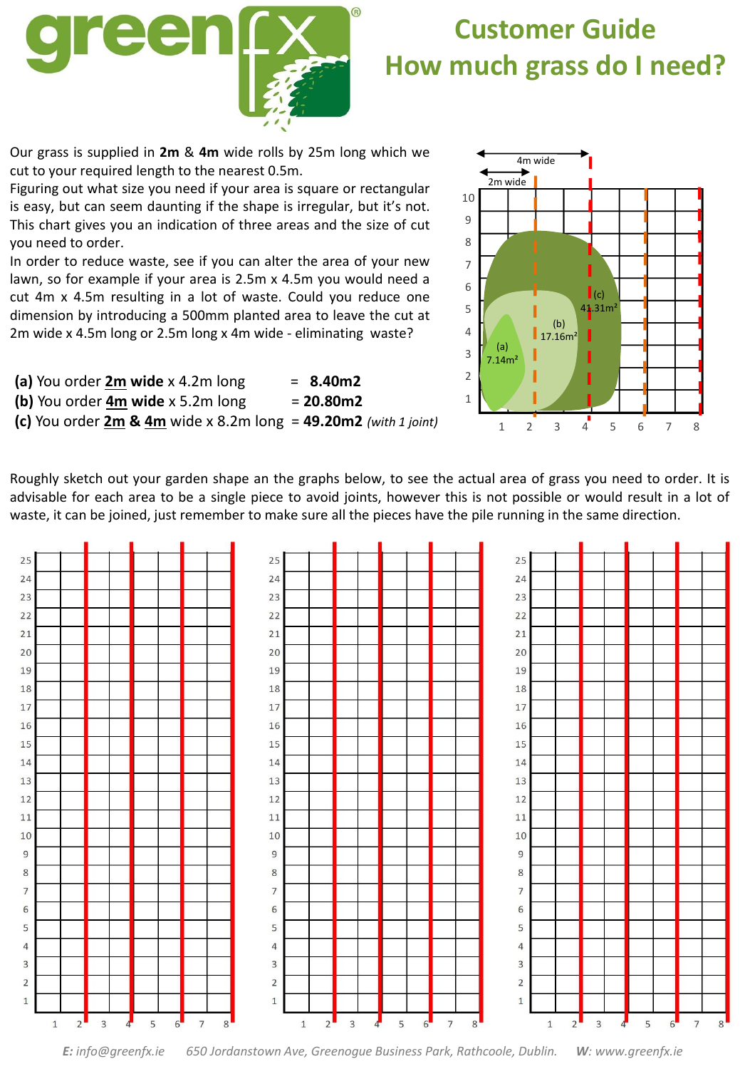# Customer Guide
# How much grass do I need?

Our grass is supplied in **2m** & **4m** wide rolls by 25m long which we cut to your required length to the nearest 0.5m.

Figuring out what size you need if your area is square or rectangular is easy, but can seem daunting if the shape is irregular, but it's not. This chart gives you an indication of three areas and the size of cut you need to order.

In order to reduce waste, see if you can alter the area of your new lawn, so for example if your area is 2.5m x 4.5m you would need a cut 4m x 4.5m resulting in a lot of waste. Could you reduce one dimension by introducing a 500mm planted area to leave the cut at 2m wide x 4.5m long or 2.5m long x 4m wide - eliminating waste?

**(a)** You order **2m wide** x 4.2m long = **8.40m2**

**(b)** You order **4m wide** x 5.2m long = **20.80m2**

**(c)** You order **2m & 4m** wide x 8.2m long = **49.20m2** *(with 1 joint)*

4m wide

2m wide

(a) 7.14m²

(b) 17.16m²

(c) 41.31m²

Roughly sketch out your garden shape an the graphs below, to see the actual area of grass you need to order. It is advisable for each area to be a single piece to avoid joints, however this is not possible or would result in a lot of waste, it can be joined, just remember to make sure all the pieces have the pile running in the same direction.

*E: info@greenfx.ie   650 Jordanstown Ave, Greenogue Business Park, Rathcoole, Dublin.   W: www.greenfx.ie*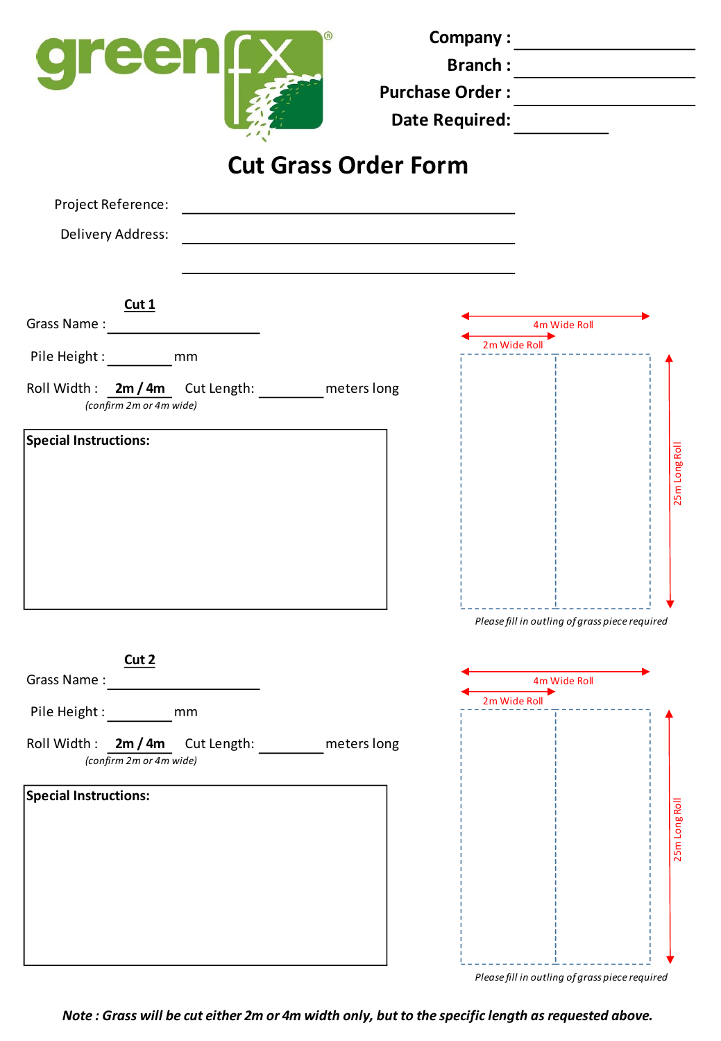greenfx®

**Company :** \_\_\_\_\_\_\_\_\_\_\_\_\_\_\_\_\_\_\_\_

**Branch :** \_\_\_\_\_\_\_\_\_\_\_\_\_\_\_\_\_\_\_\_

**Purchase Order :** \_\_\_\_\_\_\_\_\_\_\_\_\_\_\_\_\_\_\_\_

**Date Required:** \_\_\_\_\_\_\_\_\_\_

# Cut Grass Order Form

Project Reference: \_\_\_\_\_\_\_\_\_\_\_\_\_\_\_\_\_\_\_\_\_\_\_\_\_\_\_\_\_\_\_\_\_\_\_\_\_\_\_\_

Delivery Address: \_\_\_\_\_\_\_\_\_\_\_\_\_\_\_\_\_\_\_\_\_\_\_\_\_\_\_\_\_\_\_\_\_\_\_\_\_\_\_\_

\_\_\_\_\_\_\_\_\_\_\_\_\_\_\_\_\_\_\_\_\_\_\_\_\_\_\_\_\_\_\_\_\_\_\_\_\_\_\_\_

## Cut 1

Grass Name : \_\_\_\_\_\_\_\_\_\_\_\_\_\_\_\_\_\_\_\_

Pile Height : \_\_\_\_\_\_\_\_ mm

Roll Width : **2m / 4m** Cut Length: \_\_\_\_\_\_\_\_ meters long

*(confirm 2m or 4m wide)*

**Special Instructions:**

4m Wide Roll

2m Wide Roll

25m Long Roll

*Please fill in outling of grass piece required*

## Cut 2

Grass Name : \_\_\_\_\_\_\_\_\_\_\_\_\_\_\_\_\_\_\_\_

Pile Height : \_\_\_\_\_\_\_\_ mm

Roll Width : **2m / 4m** Cut Length: \_\_\_\_\_\_\_\_ meters long

*(confirm 2m or 4m wide)*

**Special Instructions:**

4m Wide Roll

2m Wide Roll

25m Long Roll

*Please fill in outling of grass piece required*

***Note : Grass will be cut either 2m or 4m width only, but to the specific length as requested above.***